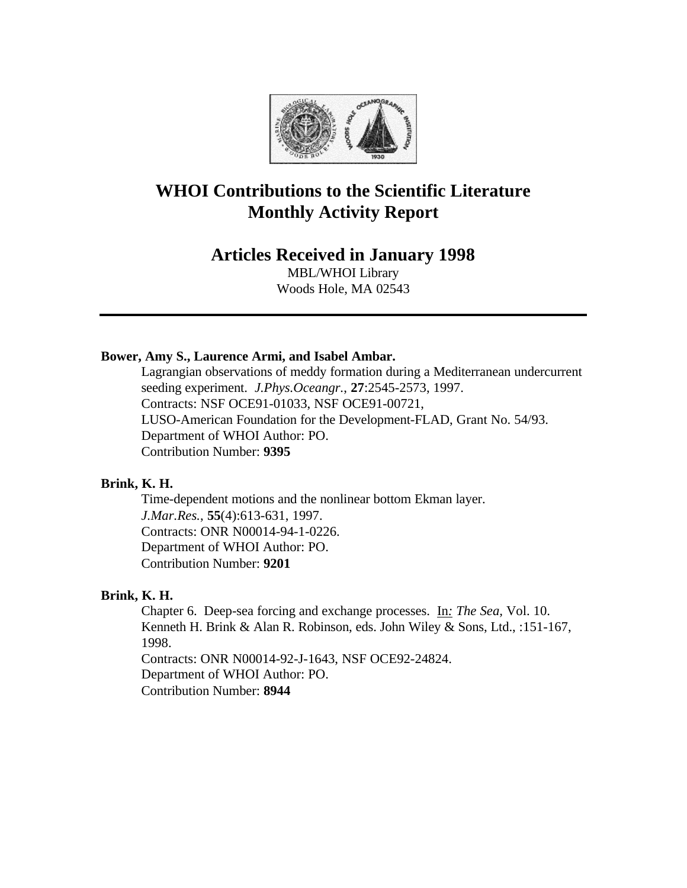# WHOI Contributions to the Scientific Literature
# Monthly Activity Report

## Articles Received in January 1998

MBL/WHOI Library
Woods Hole, MA 02543

---

**Bower, Amy S., Laurence Armi, and Isabel Ambar.**

Lagrangian observations of meddy formation during a Mediterranean undercurrent seeding experiment. *J.Phys.Oceangr.*, **27**:2545-2573, 1997.
Contracts: NSF OCE91-01033, NSF OCE91-00721,
LUSO-American Foundation for the Development-FLAD, Grant No. 54/93.
Department of WHOI Author: PO.
Contribution Number: **9395**

**Brink, K. H.**

Time-dependent motions and the nonlinear bottom Ekman layer.
*J.Mar.Res.*, **55**(4):613-631, 1997.
Contracts: ONR N00014-94-1-0226.
Department of WHOI Author: PO.
Contribution Number: **9201**

**Brink, K. H.**

Chapter 6. Deep-sea forcing and exchange processes. In*: The Sea,* Vol. 10. Kenneth H. Brink & Alan R. Robinson, eds. John Wiley & Sons, Ltd., :151-167, 1998.
Contracts: ONR N00014-92-J-1643, NSF OCE92-24824.
Department of WHOI Author: PO.
Contribution Number: **8944**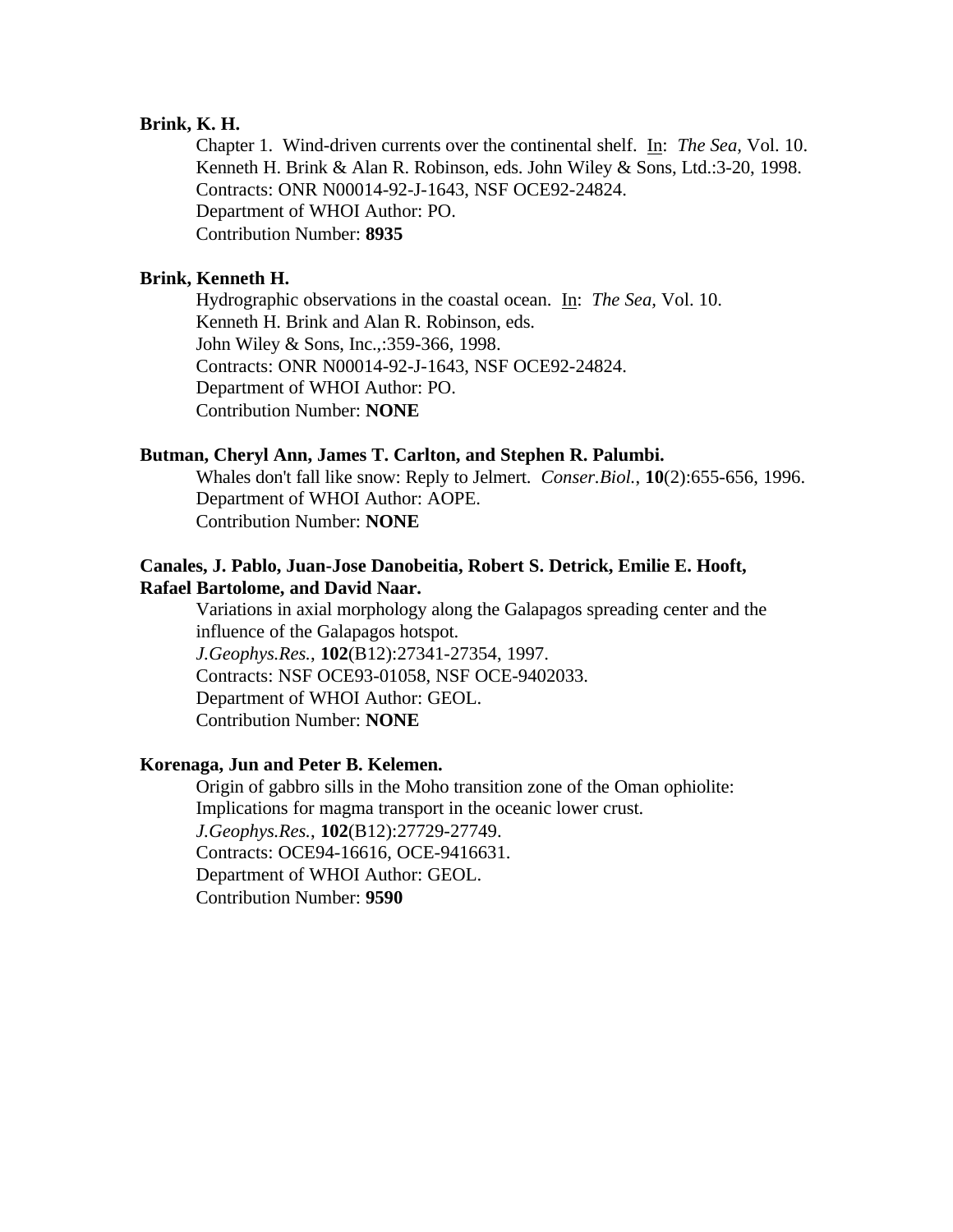**Brink, K. H.**

Chapter 1. Wind-driven currents over the continental shelf. In: *The Sea,* Vol. 10. Kenneth H. Brink & Alan R. Robinson, eds. John Wiley & Sons, Ltd.:3-20, 1998.
Contracts: ONR N00014-92-J-1643, NSF OCE92-24824.
Department of WHOI Author: PO.
Contribution Number: **8935**

**Brink, Kenneth H.**

Hydrographic observations in the coastal ocean. In: *The Sea,* Vol. 10.
Kenneth H. Brink and Alan R. Robinson, eds.
John Wiley & Sons, Inc.,:359-366, 1998.
Contracts: ONR N00014-92-J-1643, NSF OCE92-24824.
Department of WHOI Author: PO.
Contribution Number: **NONE**

**Butman, Cheryl Ann, James T. Carlton, and Stephen R. Palumbi.**

Whales don't fall like snow: Reply to Jelmert. *Conser.Biol.*, **10**(2):655-656, 1996.
Department of WHOI Author: AOPE.
Contribution Number: **NONE**

**Canales, J. Pablo, Juan-Jose Danobeitia, Robert S. Detrick, Emilie E. Hooft, Rafael Bartolome, and David Naar.**

Variations in axial morphology along the Galapagos spreading center and the influence of the Galapagos hotspot.
*J.Geophys.Res.*, **102**(B12):27341-27354, 1997.
Contracts: NSF OCE93-01058, NSF OCE-9402033.
Department of WHOI Author: GEOL.
Contribution Number: **NONE**

**Korenaga, Jun and Peter B. Kelemen.**

Origin of gabbro sills in the Moho transition zone of the Oman ophiolite: Implications for magma transport in the oceanic lower crust.
*J.Geophys.Res.*, **102**(B12):27729-27749.
Contracts: OCE94-16616, OCE-9416631.
Department of WHOI Author: GEOL.
Contribution Number: **9590**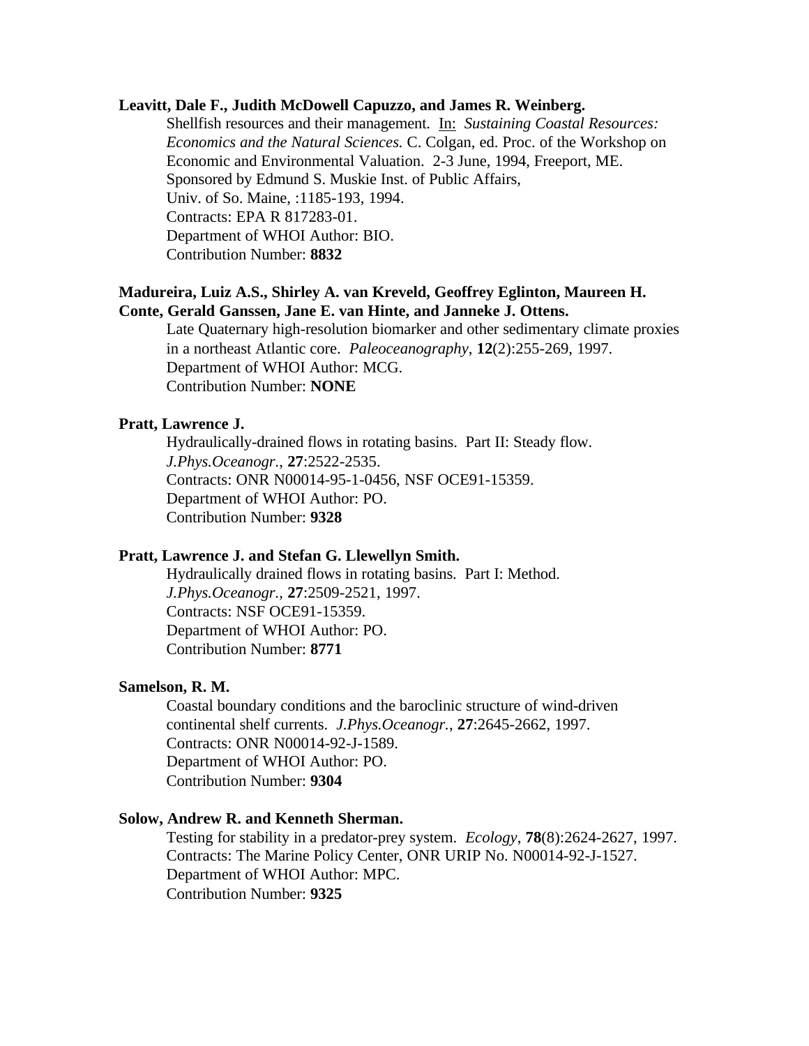**Leavitt, Dale F., Judith McDowell Capuzzo, and James R. Weinberg.**

Shellfish resources and their management. In: *Sustaining Coastal Resources: Economics and the Natural Sciences.* C. Colgan, ed. Proc. of the Workshop on Economic and Environmental Valuation. 2-3 June, 1994, Freeport, ME. Sponsored by Edmund S. Muskie Inst. of Public Affairs, Univ. of So. Maine, :1185-193, 1994.
Contracts: EPA R 817283-01.
Department of WHOI Author: BIO.
Contribution Number: **8832**

**Madureira, Luiz A.S., Shirley A. van Kreveld, Geoffrey Eglinton, Maureen H. Conte, Gerald Ganssen, Jane E. van Hinte, and Janneke J. Ottens.**

Late Quaternary high-resolution biomarker and other sedimentary climate proxies in a northeast Atlantic core. *Paleoceanography*, **12**(2):255-269, 1997.
Department of WHOI Author: MCG.
Contribution Number: **NONE**

**Pratt, Lawrence J.**

Hydraulically-drained flows in rotating basins. Part II: Steady flow. *J.Phys.Oceanogr.*, **27**:2522-2535.
Contracts: ONR N00014-95-1-0456, NSF OCE91-15359.
Department of WHOI Author: PO.
Contribution Number: **9328**

**Pratt, Lawrence J. and Stefan G. Llewellyn Smith.**

Hydraulically drained flows in rotating basins. Part I: Method. *J.Phys.Oceanogr.*, **27**:2509-2521, 1997.
Contracts: NSF OCE91-15359.
Department of WHOI Author: PO.
Contribution Number: **8771**

**Samelson, R. M.**

Coastal boundary conditions and the baroclinic structure of wind-driven continental shelf currents. *J.Phys.Oceanogr.*, **27**:2645-2662, 1997.
Contracts: ONR N00014-92-J-1589.
Department of WHOI Author: PO.
Contribution Number: **9304**

**Solow, Andrew R. and Kenneth Sherman.**

Testing for stability in a predator-prey system. *Ecology*, **78**(8):2624-2627, 1997.
Contracts: The Marine Policy Center, ONR URIP No. N00014-92-J-1527.
Department of WHOI Author: MPC.
Contribution Number: **9325**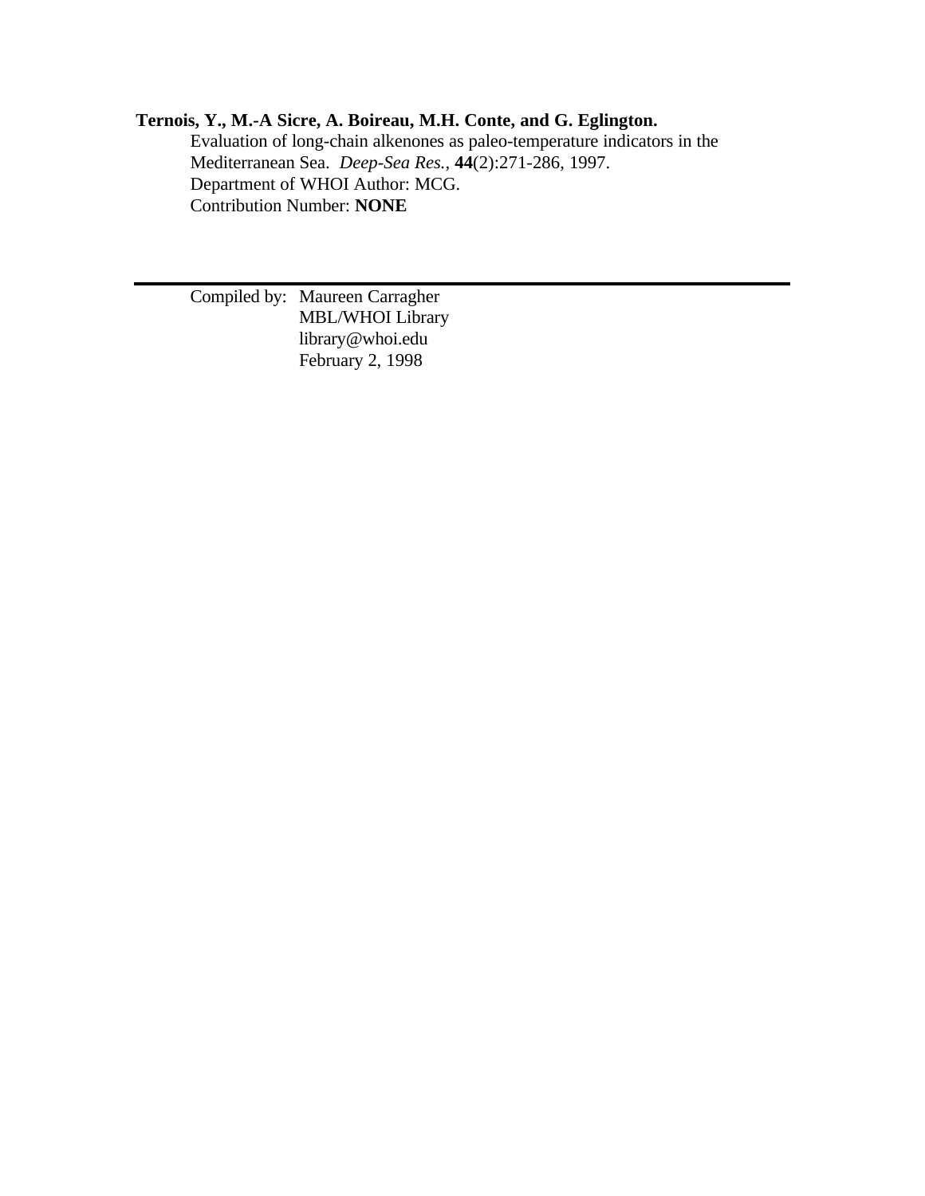**Ternois, Y., M.-A Sicre, A. Boireau, M.H. Conte, and G. Eglington.**

Evaluation of long-chain alkenones as paleo-temperature indicators in the Mediterranean Sea. *Deep-Sea Res.*, **44**(2):271-286, 1997.

Department of WHOI Author: MCG.

Contribution Number: **NONE**

---

Compiled by: Maureen Carragher
MBL/WHOI Library
library@whoi.edu
February 2, 1998